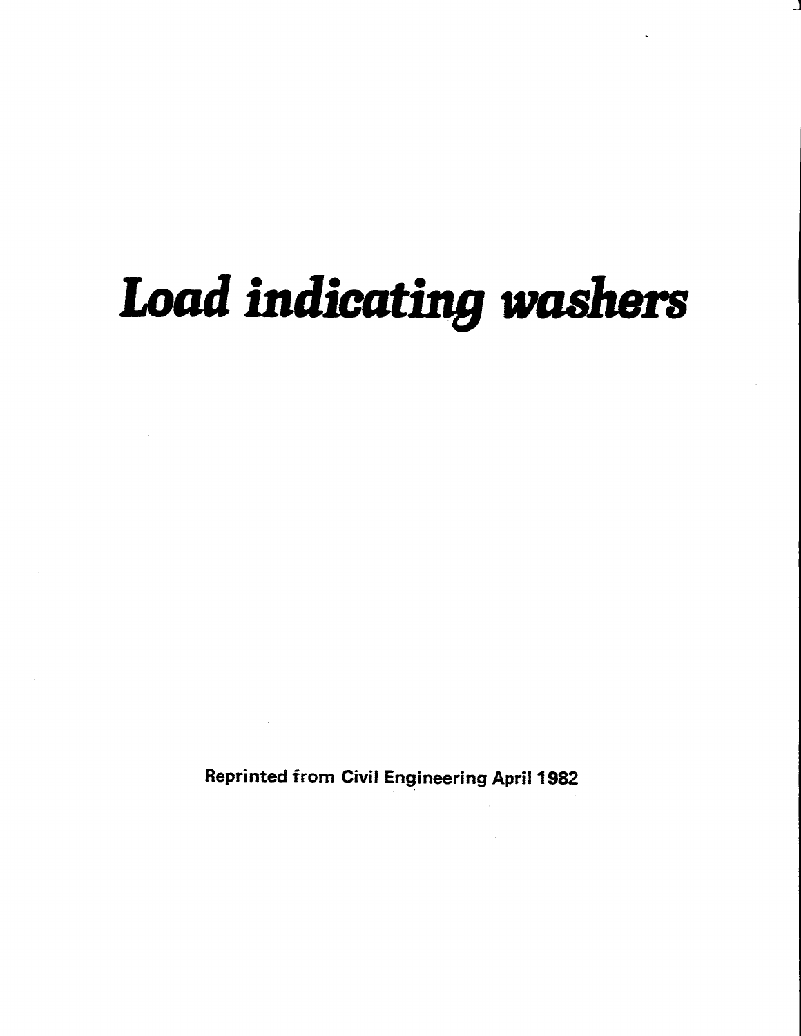# *Load indicating washers*

**Reprinted from Civil Engineering April 1982**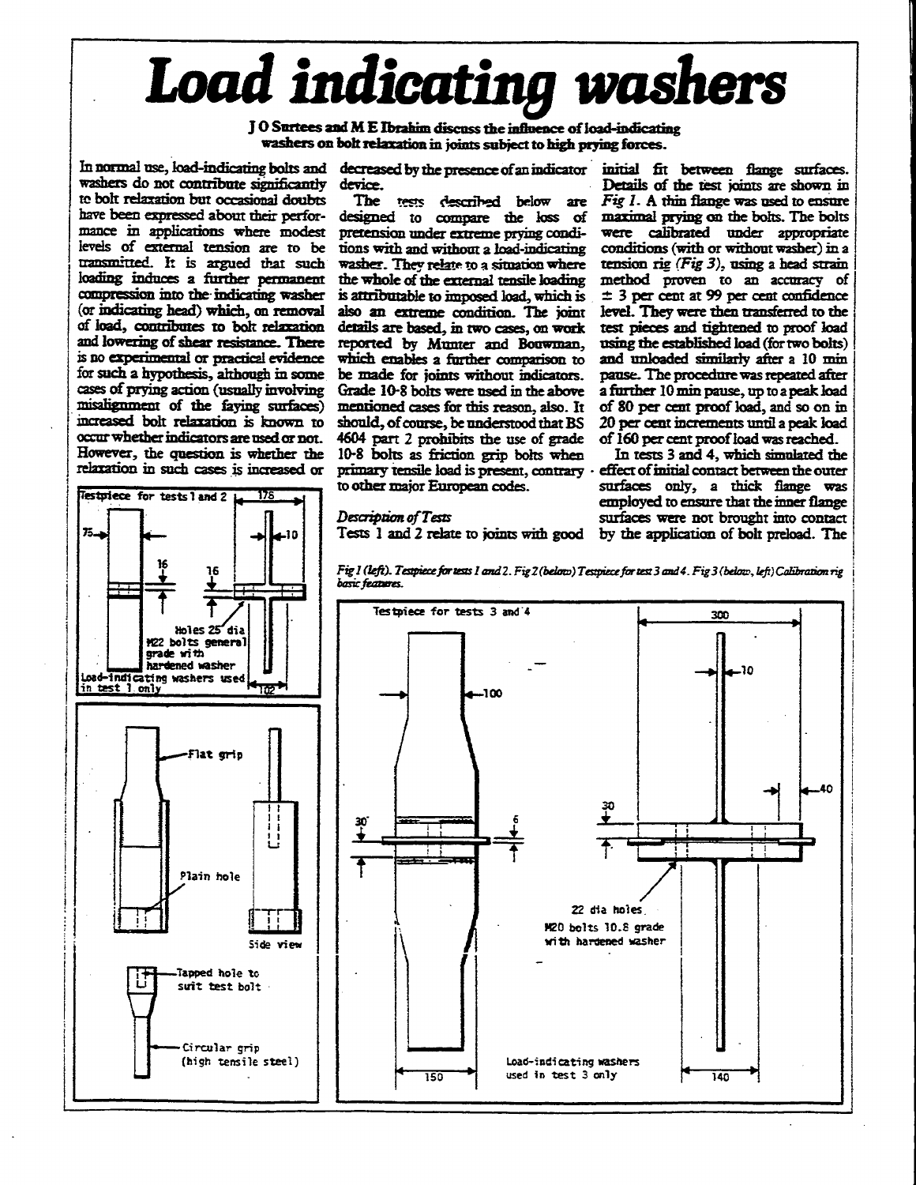# Load indicating washers

**J O Surtees and M E Ibrahim discuss the influence of load-indicating washers on bolt relaxation in joints subject to high prying forces.**

In normal use, load-indicating bolts and washers do not contribute significantly to bolt relaxation but occasional doubts have been expressed about their performance in applications where modest levels of external tension are to be transmitted. It is argued that such loading induces a further permanent compression into the indicating washer (or indicating head) which, on removal of load, contributes to bolt relaxation and lowering of shear resistance. There is no experimental or practical evidence for such a hypothesis, although in some cases of prying action (usually involving misalignment of the faying surfaces) increased bolt relaxation is known to occur whether indicators are used or not. However, the question is whether the relaxation in such cases is increased or decreased by the presence of an indicator device.

The tests described below are designed to compare the loss of pretension under extreme prying conditions with and without a load-indicating washer. They relate to a situation where the whole of the external tensile loading is attributable to imposed load, which is also an extreme condition. The joint details are based, in two cases, on work reported by Munter and Bouwman, which enables a further comparison to be made for joints without indicators. Grade 10-8 bolts were used in the above mentioned cases for this reason, also. It should, of course, be understood that BS 4604 part 2 prohibits the use of grade 10-8 bolts as friction grip bolts when primary tensile load is present, contrary to other major European codes.

*Description of Tests*

Tests 1 and 2 relate to joints with good initial fit between flange surfaces. Details of the test joints are shown in *Fig 1*. A thin flange was used to ensure maximal prying on the bolts. The bolts were calibrated under appropriate conditions (with or without washer) in a tension rig *(Fig 3)*, using a head strain method proven to an accuracy of ± 3 per cent at 99 per cent confidence level. They were then transferred to the test pieces and tightened to proof load using the established load (for two bolts) and unloaded similarly after a 10 min pause. The procedure was repeated after a further 10 min pause, up to a peak load of 80 per cent proof load, and so on in 20 per cent increments until a peak load of 160 per cent proof load was reached.

In tests 3 and 4, which simulated the effect of initial contact between the outer surfaces only, a thick flange was employed to ensure that the inner flange surfaces were not brought into contact by the application of bolt preload. The

Testpiece for tests 1 and 2 — 175, 75, 10, 16, 16, Holes 25 dia, M22 bolts general grade with hardened washer, Load-indicating washers used in test 1 only, 102

Flat grip, Plain hole, Side view, Tapped hole to suit test bolt, Circular grip (high tensile steel)

*Fig 1 (left). Testpiece for tests 1 and 2. Fig 2 (below) Testpiece for test 3 and 4. Fig 3 (below, left) Calibration rig basic features.*

Testpiece for tests 3 and 4 — 300, 10, 100, 40, 30, 6, 30, 22 dia holes, M20 bolts 10.8 grade with hardened washer, Load-indicating washers used in test 3 only, 150, 140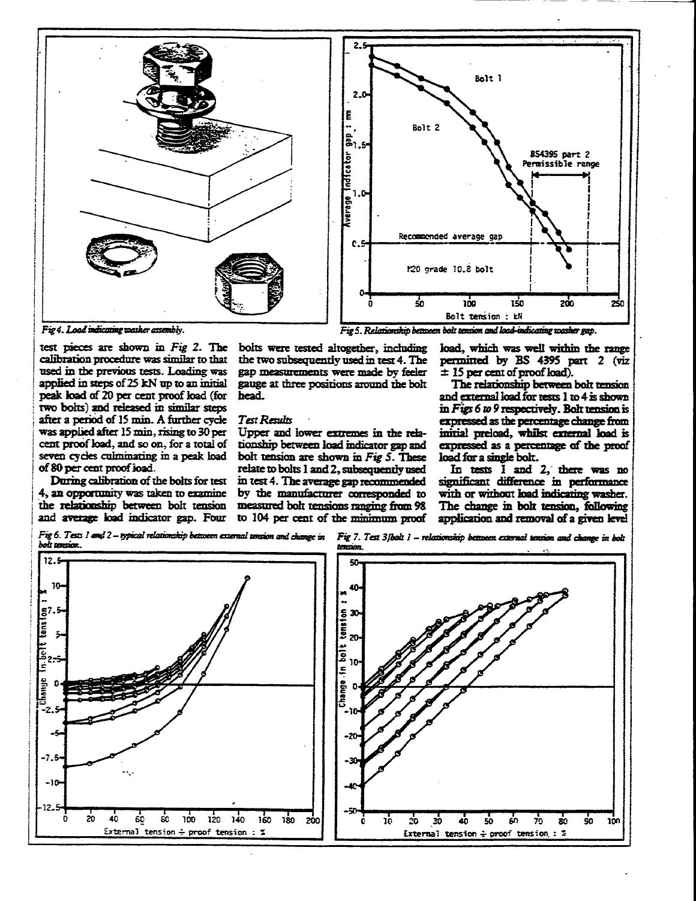Fig 4. Load indicating washer assembly.

Fig 5. Relationship between bolt tension and load-indicating washer gap.

test pieces are shown in *Fig 2*. The calibration procedure was similar to that used in the previous tests. Loading was applied in steps of 25 kN up to an initial peak load of 20 per cent proof load (for two bolts) and released in similar steps after a period of 15 min. A further cycle was applied after 15 min, rising to 30 per cent proof load, and so on, for a total of seven cycles culminating in a peak load of 80 per cent proof load.

During calibration of the bolts for test 4, an opportunity was taken to examine the relationship between bolt tension and average load indicator gap. Four bolts were tested altogether, including the two subsequently used in test 4. The gap measurements were made by feeler gauge at three positions around the bolt head.

### Test Results

Upper and lower extremes in the relationship between load indicator gap and bolt tension are shown in *Fig 5*. These relate to bolts 1 and 2, subsequently used in test 4. The average gap recommended by the manufacturer corresponded to measured bolt tensions ranging from 98 to 104 per cent of the minimum proof load, which was well within the range permitted by BS 4395 part 2 (viz ± 15 per cent of proof load).

The relationship between bolt tension and external load for tests 1 to 4 is shown in *Figs 6 to 9* respectively. Bolt tension is expressed as the percentage change from initial preload, whilst external load is expressed as a percentage of the proof load for a single bolt.

In tests 1 and 2, there was no significant difference in performance with or without load indicating washer. The change in bolt tension, following application and removal of a given level

Fig 6. Tests 1 and 2 – typical relationship between external tension and change in bolt tension.

Fig 7. Test 3/bolt 1 – relationship between external tension and change in bolt tension.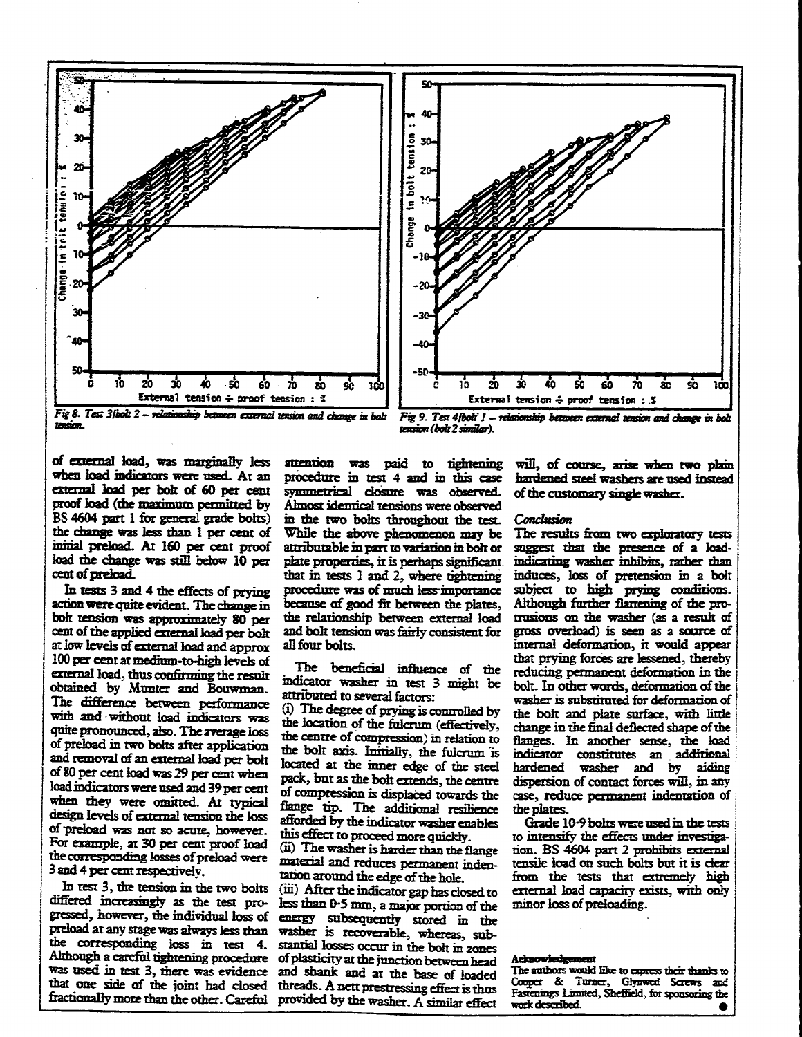50
40
30
20
10
0
10
20
30
40
50

Change in bolt tension : %

0 10 20 30 40 50 60 70 80 90 100

External tension ÷ proof tension : %

*Fig 8. Test 3/bolt 2 – relationship between external tension and change in bolt tension.*

50
40
30
20
10
0
-10
-20
-30
-40
-50

Change in bolt tension : %

0 10 20 30 40 50 60 70 80 90 100

External tension ÷ proof tension : %

*Fig 9. Test 4/bolt 1 – relationship between external tension and change in bolt tension (bolt 2 similar).*

of external load, was marginally less when load indicators were used. At an external load per bolt of 60 per cent proof load (the maximum permitted by BS 4604 part 1 for general grade bolts) the change was less than 1 per cent of initial preload. At 160 per cent proof load the change was still below 10 per cent of preload.

In tests 3 and 4 the effects of prying action were quite evident. The change in bolt tension was approximately 80 per cent of the applied external load per bolt at low levels of external load and approx 100 per cent at medium-to-high levels of external load, thus confirming the result obtained by Munter and Bouwman. The difference between performance with and without load indicators was quite pronounced, also. The average loss of preload in two bolts after application and removal of an external load per bolt of 80 per cent load was 29 per cent when load indicators were used and 39 per cent when they were omitted. At typical design levels of external tension the loss of preload was not so acute, however. For example, at 30 per cent proof load the corresponding losses of preload were 3 and 4 per cent respectively.

In test 3, the tension in the two bolts differed increasingly as the test progressed, however, the individual loss of preload at any stage was always less than the corresponding loss in test 4. Although a careful tightening procedure was used in test 3, there was evidence that one side of the joint had closed fractionally more than the other. Careful attention was paid to tightening procedure in test 4 and in this case symmetrical closure was observed. Almost identical tensions were observed in the two bolts throughout the test. While the above phenomenon may be attributable in part to variation in bolt or plate properties, it is perhaps significant that in tests 1 and 2, where tightening procedure was of much less importance because of good fit between the plates, the relationship between external load and bolt tension was fairly consistent for all four bolts.

The beneficial influence of the indicator washer in test 3 might be attributed to several factors:

(i) The degree of prying is controlled by the location of the fulcrum (effectively, the centre of compression) in relation to the bolt axis. Initially, the fulcrum is located at the inner edge of the steel pack, but as the bolt extends, the centre of compression is displaced towards the flange tip. The additional resilience afforded by the indicator washer enables this effect to proceed more quickly.

(ii) The washer is harder than the flange material and reduces permanent indentation around the edge of the hole.

(iii) After the indicator gap has closed to less than 0·5 mm, a major portion of the energy subsequently stored in the washer is recoverable, whereas, substantial losses occur in the bolt in zones of plasticity at the junction between head and shank and at the base of loaded threads. A nett prestressing effect is thus provided by the washer. A similar effect will, of course, arise when two plain hardened steel washers are used instead of the customary single washer.

## *Conclusion*

The results from two exploratory tests suggest that the presence of a load-indicating washer inhibits, rather than induces, loss of pretension in a bolt subject to high prying conditions. Although further flattening of the protrusions on the washer (as a result of gross overload) is seen as a source of internal deformation, it would appear that prying forces are lessened, thereby reducing permanent deformation in the bolt. In other words, deformation of the washer is substituted for deformation of the bolt and plate surface, with little change in the final deflected shape of the flanges. In another sense, the load indicator constitutes an additional hardened washer and by aiding dispersion of contact forces will, in any case, reduce permanent indentation of the plates.

Grade 10·9 bolts were used in the tests to intensify the effects under investigation. BS 4604 part 2 prohibits external tensile load on such bolts but it is clear from the tests that extremely high external load capacity exists, with only minor loss of preloading.

**Acknowledgement**

The authors would like to express their thanks to Cooper & Turner, Glynwed Screws and Fastenings Limited, Sheffield, for sponsoring the work described.